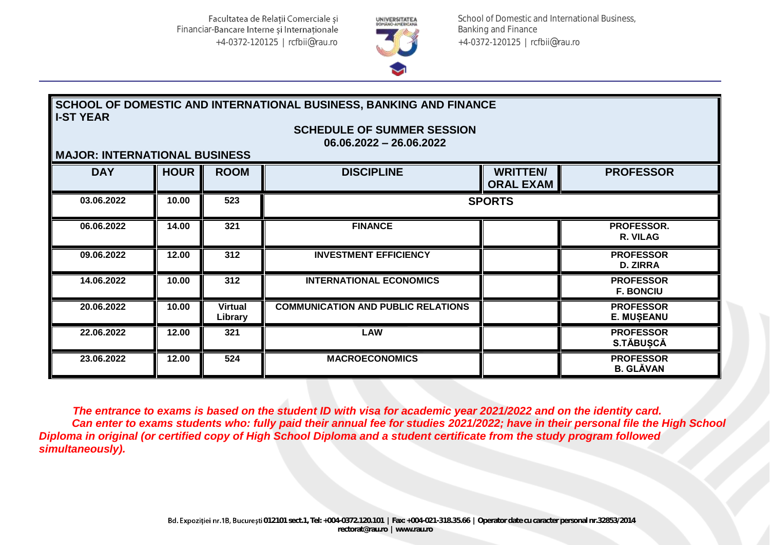Facultatea de Relații Comerciale și Financiar-Bancare Interne și Internaționale
+4-0372-120125 | rcfbii@rau.ro

School of Domestic and International Business, Banking and Finance
+4-0372-120125 | rcfbii@rau.ro

## SCHOOL OF DOMESTIC AND INTERNATIONAL BUSINESS, BANKING AND FINANCE
## I-ST YEAR

### SCHEDULE OF SUMMER SESSION
### 06.06.2022 – 26.06.2022

### MAJOR: INTERNATIONAL BUSINESS

| DAY | HOUR | ROOM | DISCIPLINE | WRITTEN/ ORAL EXAM | PROFESSOR |
|---|---|---|---|---|---|
| 03.06.2022 | 10.00 | 523 | SPORTS | | |
| 06.06.2022 | 14.00 | 321 | FINANCE | | PROFESSOR. R. VILAG |
| 09.06.2022 | 12.00 | 312 | INVESTMENT EFFICIENCY | | PROFESSOR D. ZIRRA |
| 14.06.2022 | 10.00 | 312 | INTERNATIONAL ECONOMICS | | PROFESSOR F. BONCIU |
| 20.06.2022 | 10.00 | Virtual Library | COMMUNICATION AND PUBLIC RELATIONS | | PROFESSOR E. MUȘEANU |
| 22.06.2022 | 12.00 | 321 | LAW | | PROFESSOR S.TĂBUȘCĂ |
| 23.06.2022 | 12.00 | 524 | MACROECONOMICS | | PROFESSOR B. GLĂVAN |

***The entrance to exams is based on the student ID with visa for academic year 2021/2022 and on the identity card.***

***Can enter to exams students who: fully paid their annual fee for studies 2021/2022; have in their personal file the High School Diploma in original (or certified copy of High School Diploma and a student certificate from the study program followed simultaneously).***

Bd. Expoziției nr.1B, București 012101 sect.1, Tel: +004-0372.120.101 | Fax: +004-021-318.35.66 | Operator date cu caracter personal nr.32853/2014
rectorat@rau.ro | www.rau.ro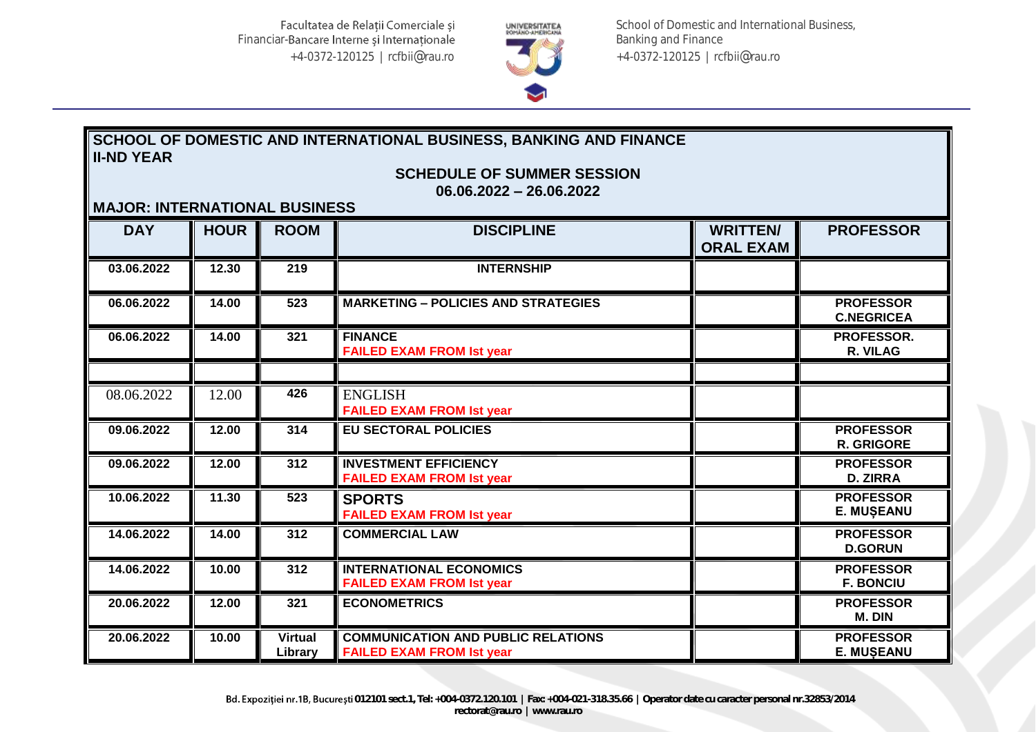**SCHOOL OF DOMESTIC AND INTERNATIONAL BUSINESS, BANKING AND FINANCE**
**II-ND YEAR**

**SCHEDULE OF SUMMER SESSION**
**06.06.2022 – 26.06.2022**

**MAJOR: INTERNATIONAL BUSINESS**

| DAY | HOUR | ROOM | DISCIPLINE | WRITTEN/ ORAL EXAM | PROFESSOR |
|---|---|---|---|---|---|
| 03.06.2022 | 12.30 | 219 | INTERNSHIP | | |
| 06.06.2022 | 14.00 | 523 | MARKETING – POLICIES AND STRATEGIES | | PROFESSOR C.NEGRICEA |
| 06.06.2022 | 14.00 | 321 | FINANCE FAILED EXAM FROM Ist year | | PROFESSOR. R. VILAG |
| | | | | | |
| 08.06.2022 | 12.00 | 426 | ENGLISH FAILED EXAM FROM Ist year | | |
| 09.06.2022 | 12.00 | 314 | EU SECTORAL POLICIES | | PROFESSOR R. GRIGORE |
| 09.06.2022 | 12.00 | 312 | INVESTMENT EFFICIENCY FAILED EXAM FROM Ist year | | PROFESSOR D. ZIRRA |
| 10.06.2022 | 11.30 | 523 | SPORTS FAILED EXAM FROM Ist year | | PROFESSOR E. MUȘEANU |
| 14.06.2022 | 14.00 | 312 | COMMERCIAL LAW | | PROFESSOR D.GORUN |
| 14.06.2022 | 10.00 | 312 | INTERNATIONAL ECONOMICS FAILED EXAM FROM Ist year | | PROFESSOR F. BONCIU |
| 20.06.2022 | 12.00 | 321 | ECONOMETRICS | | PROFESSOR M. DIN |
| 20.06.2022 | 10.00 | Virtual Library | COMMUNICATION AND PUBLIC RELATIONS FAILED EXAM FROM Ist year | | PROFESSOR E. MUȘEANU |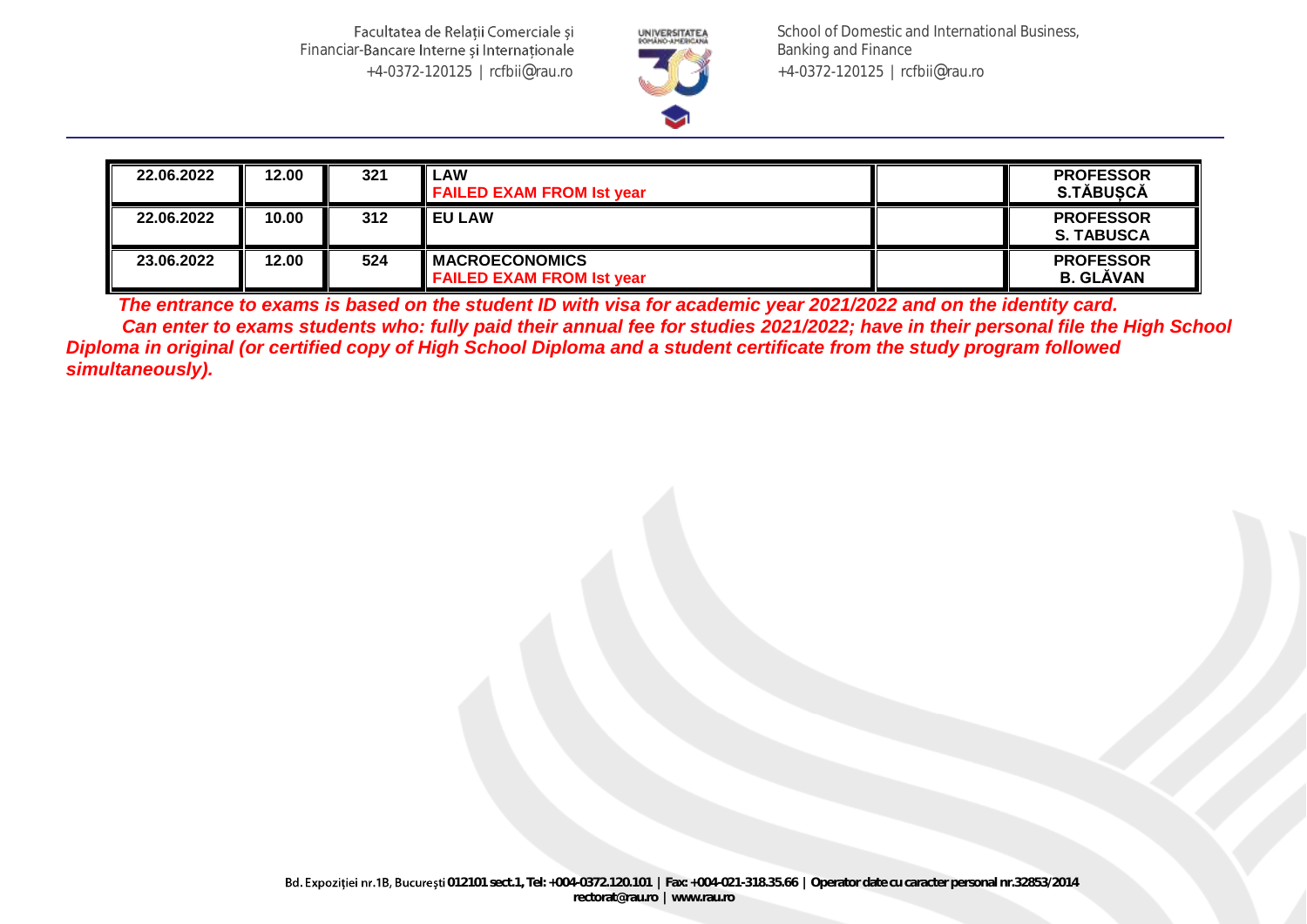| | | | | | |
|---|---|---|---|---|---|
| 22.06.2022 | 12.00 | 321 | **LAW**<br>**FAILED EXAM FROM Ist year** | | **PROFESSOR S.TĂBUȘCĂ** |
| 22.06.2022 | 10.00 | 312 | **EU LAW** | | **PROFESSOR S. TABUSCA** |
| 23.06.2022 | 12.00 | 524 | **MACROECONOMICS**<br>**FAILED EXAM FROM Ist year** | | **PROFESSOR B. GLĂVAN** |

***The entrance to exams is based on the student ID with visa for academic year 2021/2022 and on the identity card.***

***Can enter to exams students who: fully paid their annual fee for studies 2021/2022; have in their personal file the High School Diploma in original (or certified copy of High School Diploma and a student certificate from the study program followed simultaneously).***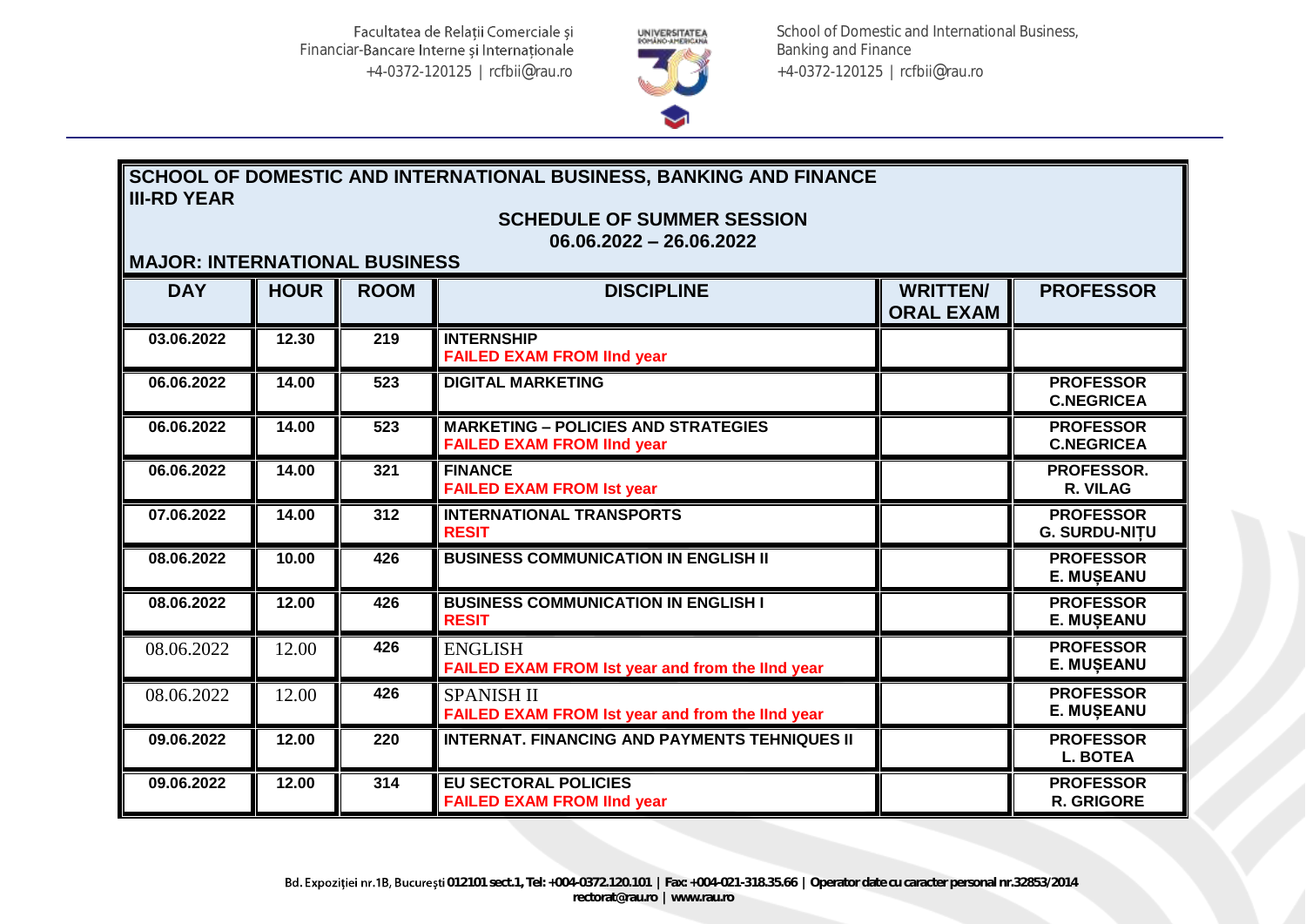**SCHOOL OF DOMESTIC AND INTERNATIONAL BUSINESS, BANKING AND FINANCE**
**III-RD YEAR**

**SCHEDULE OF SUMMER SESSION**
**06.06.2022 – 26.06.2022**

**MAJOR: INTERNATIONAL BUSINESS**

| DAY | HOUR | ROOM | DISCIPLINE | WRITTEN/ ORAL EXAM | PROFESSOR |
|---|---|---|---|---|---|
| 03.06.2022 | 12.30 | 219 | INTERNSHIP<br>FAILED EXAM FROM IInd year | | |
| 06.06.2022 | 14.00 | 523 | DIGITAL MARKETING | | PROFESSOR C.NEGRICEA |
| 06.06.2022 | 14.00 | 523 | MARKETING – POLICIES AND STRATEGIES<br>FAILED EXAM FROM IInd year | | PROFESSOR C.NEGRICEA |
| 06.06.2022 | 14.00 | 321 | FINANCE<br>FAILED EXAM FROM Ist year | | PROFESSOR. R. VILAG |
| 07.06.2022 | 14.00 | 312 | INTERNATIONAL TRANSPORTS<br>RESIT | | PROFESSOR G. SURDU-NIȚU |
| 08.06.2022 | 10.00 | 426 | BUSINESS COMMUNICATION IN ENGLISH II | | PROFESSOR E. MUȘEANU |
| 08.06.2022 | 12.00 | 426 | BUSINESS COMMUNICATION IN ENGLISH I<br>RESIT | | PROFESSOR E. MUȘEANU |
| 08.06.2022 | 12.00 | 426 | ENGLISH<br>FAILED EXAM FROM Ist year and from the IInd year | | PROFESSOR E. MUȘEANU |
| 08.06.2022 | 12.00 | 426 | SPANISH II<br>FAILED EXAM FROM Ist year and from the IInd year | | PROFESSOR E. MUȘEANU |
| 09.06.2022 | 12.00 | 220 | INTERNAT. FINANCING AND PAYMENTS TEHNIQUES II | | PROFESSOR L. BOTEA |
| 09.06.2022 | 12.00 | 314 | EU SECTORAL POLICIES<br>FAILED EXAM FROM IInd year | | PROFESSOR R. GRIGORE |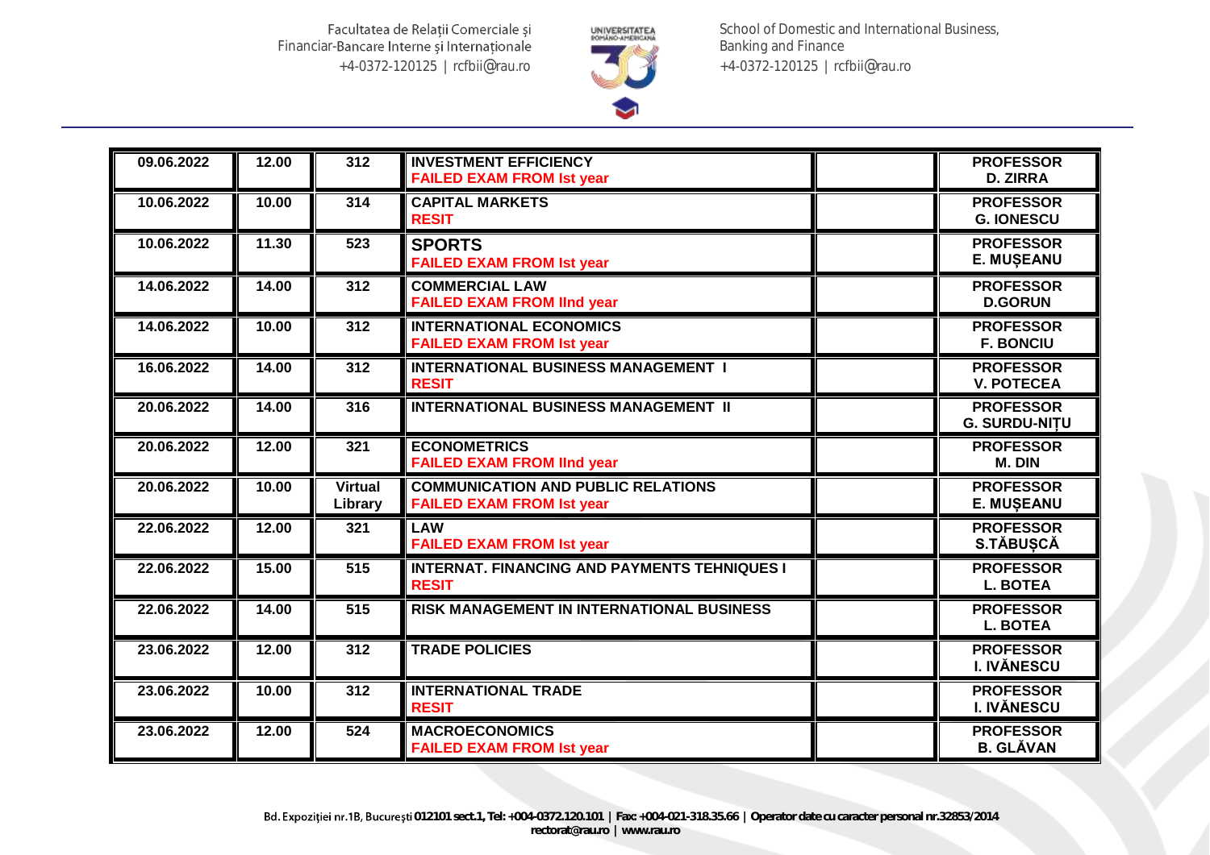| 09.06.2022 | 12.00 | 312 | INVESTMENT EFFICIENCY<br>FAILED EXAM FROM Ist year | | PROFESSOR<br>D. ZIRRA |
|---|---|---|---|---|---|
| 10.06.2022 | 10.00 | 314 | CAPITAL MARKETS<br>RESIT | | PROFESSOR<br>G. IONESCU |
| 10.06.2022 | 11.30 | 523 | SPORTS<br>FAILED EXAM FROM Ist year | | PROFESSOR<br>E. MUȘEANU |
| 14.06.2022 | 14.00 | 312 | COMMERCIAL LAW<br>FAILED EXAM FROM IInd year | | PROFESSOR<br>D.GORUN |
| 14.06.2022 | 10.00 | 312 | INTERNATIONAL ECONOMICS<br>FAILED EXAM FROM Ist year | | PROFESSOR<br>F. BONCIU |
| 16.06.2022 | 14.00 | 312 | INTERNATIONAL BUSINESS MANAGEMENT I<br>RESIT | | PROFESSOR<br>V. POTECEA |
| 20.06.2022 | 14.00 | 316 | INTERNATIONAL BUSINESS MANAGEMENT II | | PROFESSOR<br>G. SURDU-NIȚU |
| 20.06.2022 | 12.00 | 321 | ECONOMETRICS<br>FAILED EXAM FROM IInd year | | PROFESSOR<br>M. DIN |
| 20.06.2022 | 10.00 | Virtual Library | COMMUNICATION AND PUBLIC RELATIONS<br>FAILED EXAM FROM Ist year | | PROFESSOR<br>E. MUȘEANU |
| 22.06.2022 | 12.00 | 321 | LAW<br>FAILED EXAM FROM Ist year | | PROFESSOR<br>S.TĂBUȘCĂ |
| 22.06.2022 | 15.00 | 515 | INTERNAT. FINANCING AND PAYMENTS TEHNIQUES I<br>RESIT | | PROFESSOR<br>L. BOTEA |
| 22.06.2022 | 14.00 | 515 | RISK MANAGEMENT IN INTERNATIONAL BUSINESS | | PROFESSOR<br>L. BOTEA |
| 23.06.2022 | 12.00 | 312 | TRADE POLICIES | | PROFESSOR<br>I. IVĂNESCU |
| 23.06.2022 | 10.00 | 312 | INTERNATIONAL TRADE<br>RESIT | | PROFESSOR<br>I. IVĂNESCU |
| 23.06.2022 | 12.00 | 524 | MACROECONOMICS<br>FAILED EXAM FROM Ist year | | PROFESSOR<br>B. GLĂVAN |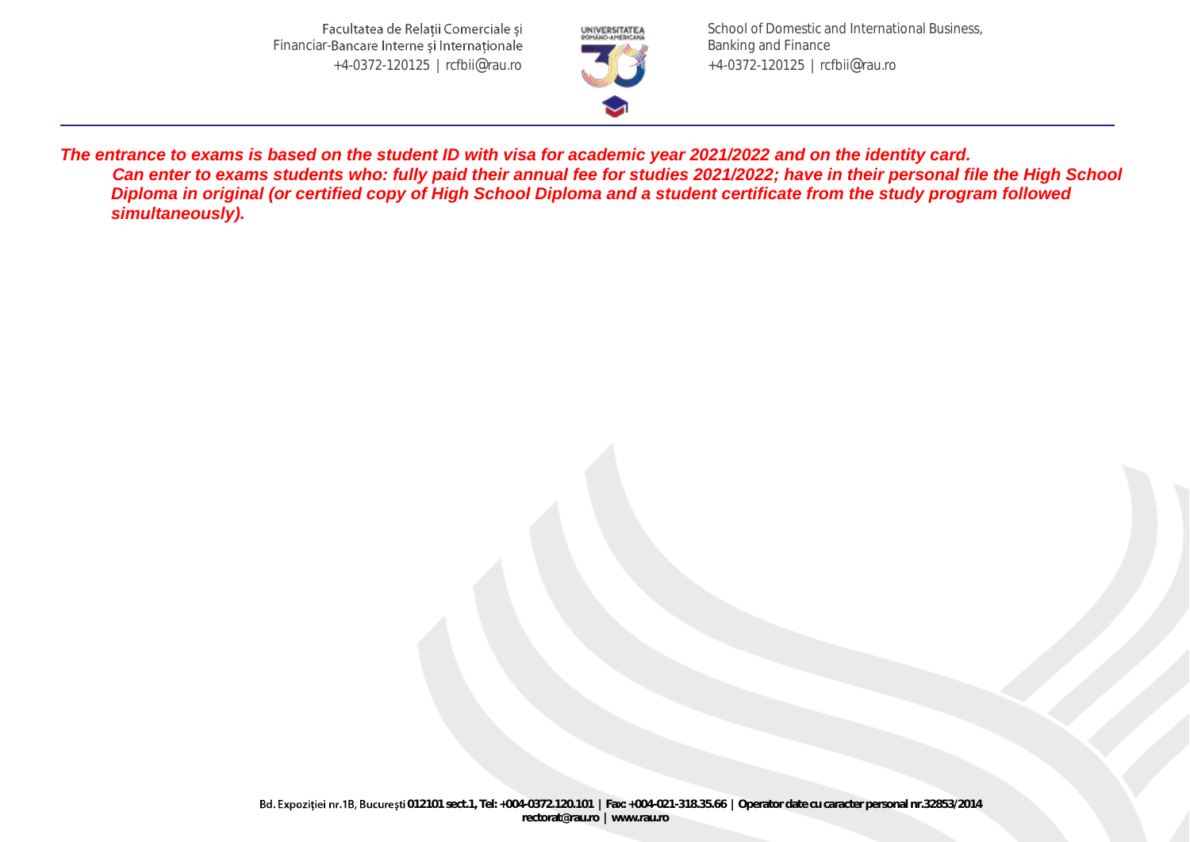***The entrance to exams is based on the student ID with visa for academic year 2021/2022 and on the identity card.***

***Can enter to exams students who: fully paid their annual fee for studies 2021/2022; have in their personal file the High School Diploma in original (or certified copy of High School Diploma and a student certificate from the study program followed simultaneously).***